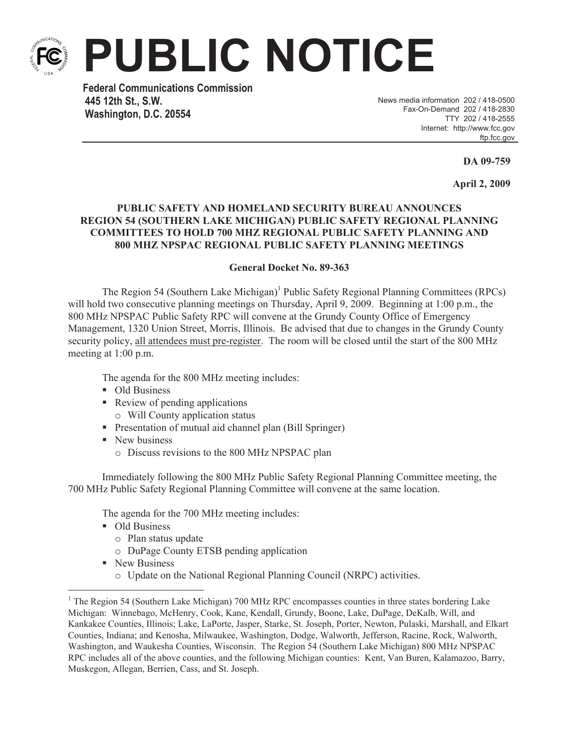# PUBLIC NOTICE

**Federal Communications Commission**
**445 12th St., S.W.**
**Washington, D.C. 20554**

News media information 202 / 418-0500
Fax-On-Demand 202 / 418-2830
TTY 202 / 418-2555
Internet: http://www.fcc.gov
ftp.fcc.gov

**DA 09-759**

**April 2, 2009**

**PUBLIC SAFETY AND HOMELAND SECURITY BUREAU ANNOUNCES REGION 54 (SOUTHERN LAKE MICHIGAN) PUBLIC SAFETY REGIONAL PLANNING COMMITTEES TO HOLD 700 MHZ REGIONAL PUBLIC SAFETY PLANNING AND 800 MHZ NPSPAC REGIONAL PUBLIC SAFETY PLANNING MEETINGS**

**General Docket No. 89-363**

The Region 54 (Southern Lake Michigan)[1] Public Safety Regional Planning Committees (RPCs) will hold two consecutive planning meetings on Thursday, April 9, 2009. Beginning at 1:00 p.m., the 800 MHz NPSPAC Public Safety RPC will convene at the Grundy County Office of Emergency Management, 1320 Union Street, Morris, Illinois. Be advised that due to changes in the Grundy County security policy, <u>all attendees must pre-register</u>. The room will be closed until the start of the 800 MHz meeting at 1:00 p.m.

The agenda for the 800 MHz meeting includes:

- Old Business
- Review of pending applications
  - Will County application status
- Presentation of mutual aid channel plan (Bill Springer)
- New business
  - Discuss revisions to the 800 MHz NPSPAC plan

Immediately following the 800 MHz Public Safety Regional Planning Committee meeting, the 700 MHz Public Safety Regional Planning Committee will convene at the same location.

The agenda for the 700 MHz meeting includes:

- Old Business
  - Plan status update
  - DuPage County ETSB pending application
- New Business
  - Update on the National Regional Planning Council (NRPC) activities.

[1] The Region 54 (Southern Lake Michigan) 700 MHz RPC encompasses counties in three states bordering Lake Michigan: Winnebago, McHenry, Cook, Kane, Kendall, Grundy, Boone, Lake, DuPage, DeKalb, Will, and Kankakee Counties, Illinois; Lake, LaPorte, Jasper, Starke, St. Joseph, Porter, Newton, Pulaski, Marshall, and Elkart Counties, Indiana; and Kenosha, Milwaukee, Washington, Dodge, Walworth, Jefferson, Racine, Rock, Walworth, Washington, and Waukesha Counties, Wisconsin. The Region 54 (Southern Lake Michigan) 800 MHz NPSPAC RPC includes all of the above counties, and the following Michigan counties: Kent, Van Buren, Kalamazoo, Barry, Muskegon, Allegan, Berrien, Cass, and St. Joseph.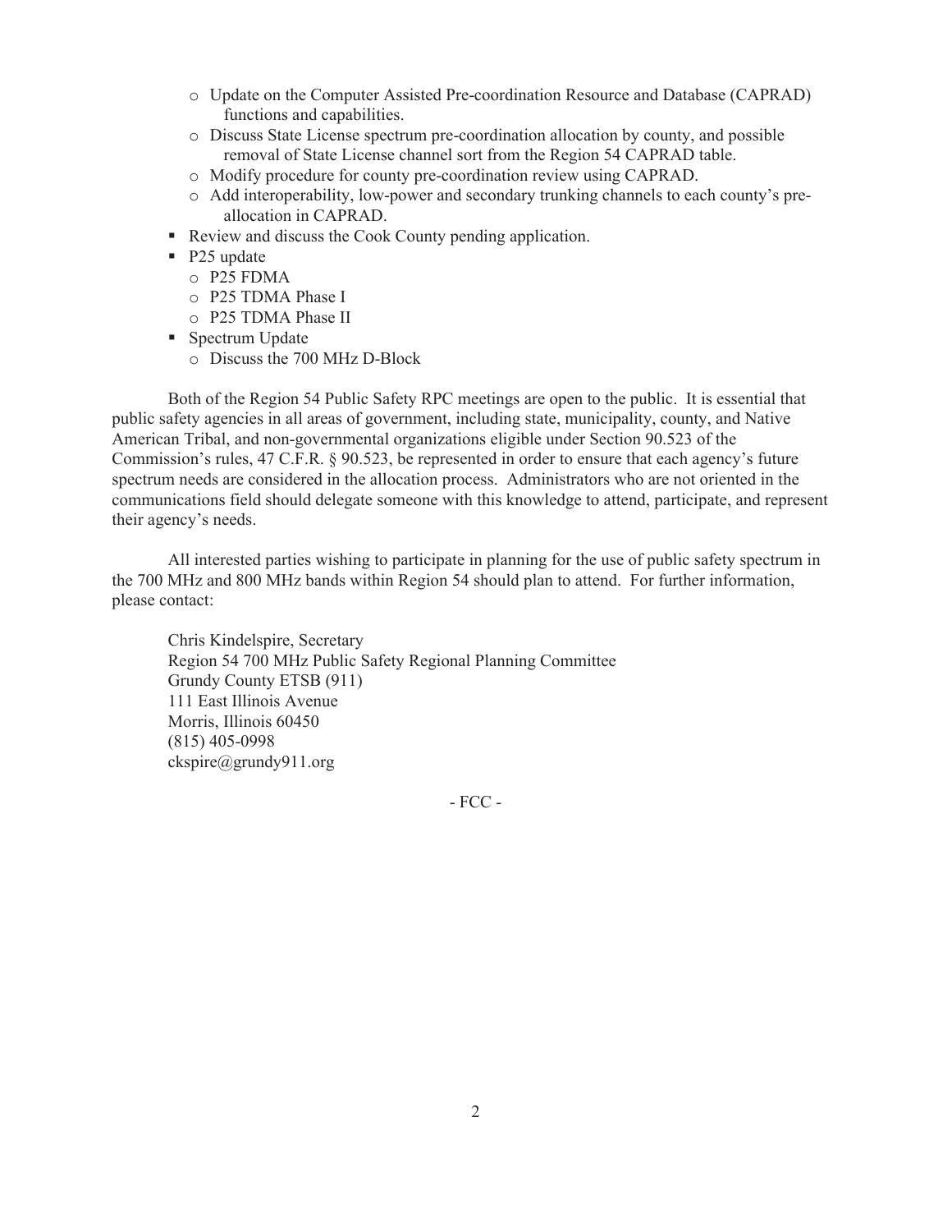- Update on the Computer Assisted Pre-coordination Resource and Database (CAPRAD) functions and capabilities.
    - Discuss State License spectrum pre-coordination allocation by county, and possible removal of State License channel sort from the Region 54 CAPRAD table.
    - Modify procedure for county pre-coordination review using CAPRAD.
    - Add interoperability, low-power and secondary trunking channels to each county's pre-allocation in CAPRAD.
- Review and discuss the Cook County pending application.
- P25 update
    - P25 FDMA
    - P25 TDMA Phase I
    - P25 TDMA Phase II
- Spectrum Update
    - Discuss the 700 MHz D-Block

Both of the Region 54 Public Safety RPC meetings are open to the public. It is essential that public safety agencies in all areas of government, including state, municipality, county, and Native American Tribal, and non-governmental organizations eligible under Section 90.523 of the Commission's rules, 47 C.F.R. § 90.523, be represented in order to ensure that each agency's future spectrum needs are considered in the allocation process. Administrators who are not oriented in the communications field should delegate someone with this knowledge to attend, participate, and represent their agency's needs.

All interested parties wishing to participate in planning for the use of public safety spectrum in the 700 MHz and 800 MHz bands within Region 54 should plan to attend. For further information, please contact:

Chris Kindelspire, Secretary
Region 54 700 MHz Public Safety Regional Planning Committee
Grundy County ETSB (911)
111 East Illinois Avenue
Morris, Illinois 60450
(815) 405-0998
ckspire@grundy911.org

- FCC -